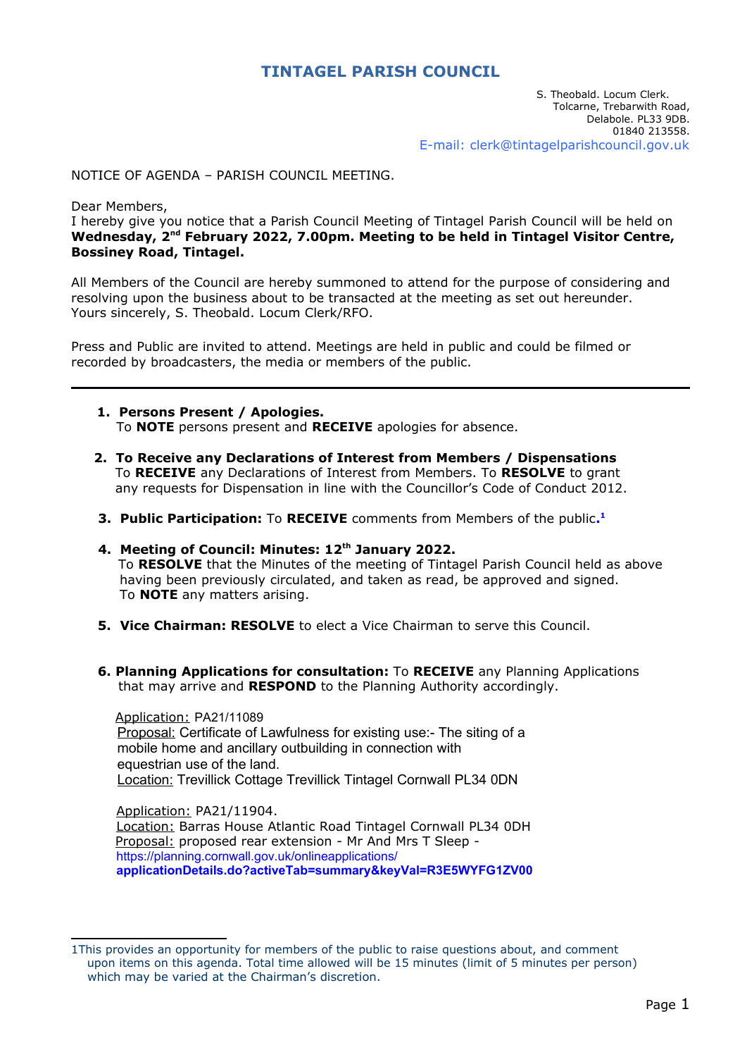# TINTAGEL PARISH COUNCIL

S. Theobald. Locum Clerk.
Tolcarne, Trebarwith Road,
Delabole. PL33 9DB.
01840 213558.
E-mail: clerk@tintagelparishcouncil.gov.uk

NOTICE OF AGENDA – PARISH COUNCIL MEETING.

Dear Members,
I hereby give you notice that a Parish Council Meeting of Tintagel Parish Council will be held on **Wednesday, 2nd February 2022, 7.00pm. Meeting to be held in Tintagel Visitor Centre, Bossiney Road, Tintagel.**

All Members of the Council are hereby summoned to attend for the purpose of considering and resolving upon the business about to be transacted at the meeting as set out hereunder.
Yours sincerely, S. Theobald. Locum Clerk/RFO.

Press and Public are invited to attend. Meetings are held in public and could be filmed or recorded by broadcasters, the media or members of the public.

---

1. **Persons Present / Apologies.**
   To **NOTE** persons present and **RECEIVE** apologies for absence.

2. **To Receive any Declarations of Interest from Members / Dispensations**
   To **RECEIVE** any Declarations of Interest from Members. To **RESOLVE** to grant any requests for Dispensation in line with the Councillor's Code of Conduct 2012.

3. **Public Participation:** To **RECEIVE** comments from Members of the public.[1]

4. **Meeting of Council: Minutes: 12th January 2022.**
   To **RESOLVE** that the Minutes of the meeting of Tintagel Parish Council held as above having been previously circulated, and taken as read, be approved and signed.
   To **NOTE** any matters arising.

5. **Vice Chairman: RESOLVE** to elect a Vice Chairman to serve this Council.

6. **Planning Applications for consultation:** To **RECEIVE** any Planning Applications that may arrive and **RESPOND** to the Planning Authority accordingly.

   Application: PA21/11089
   Proposal: Certificate of Lawfulness for existing use:- The siting of a mobile home and ancillary outbuilding in connection with equestrian use of the land.
   Location: Trevillick Cottage Trevillick Tintagel Cornwall PL34 0DN

   Application: PA21/11904.
   Location: Barras House Atlantic Road Tintagel Cornwall PL34 0DH
   Proposal: proposed rear extension - Mr And Mrs T Sleep -
   https://planning.cornwall.gov.uk/onlineapplications/applicationDetails.do?activeTab=summary&keyVal=R3E5WYFG1ZV00

---

1 This provides an opportunity for members of the public to raise questions about, and comment upon items on this agenda. Total time allowed will be 15 minutes (limit of 5 minutes per person) which may be varied at the Chairman's discretion.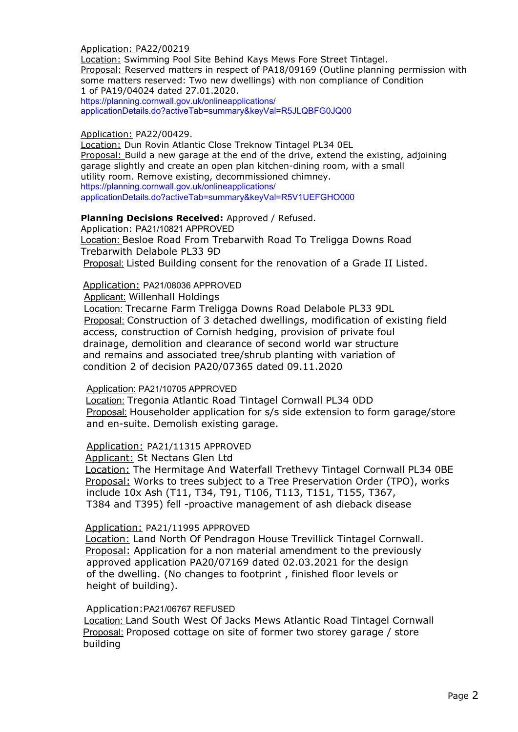Application: PA22/00219
Location: Swimming Pool Site Behind Kays Mews Fore Street Tintagel.
Proposal: Reserved matters in respect of PA18/09169 (Outline planning permission with some matters reserved: Two new dwellings) with non compliance of Condition 1 of PA19/04024 dated 27.01.2020.
https://planning.cornwall.gov.uk/onlineapplications/applicationDetails.do?activeTab=summary&keyVal=R5JLQBFG0JQ00

Application: PA22/00429.
Location: Dun Rovin Atlantic Close Treknow Tintagel PL34 0EL
Proposal: Build a new garage at the end of the drive, extend the existing, adjoining garage slightly and create an open plan kitchen-dining room, with a small utility room. Remove existing, decommissioned chimney.
https://planning.cornwall.gov.uk/onlineapplications/applicationDetails.do?activeTab=summary&keyVal=R5V1UEFGHO000

**Planning Decisions Received:** Approved / Refused.

Application: PA21/10821 APPROVED
Location: Besloe Road From Trebarwith Road To Treligga Downs Road Trebarwith Delabole PL33 9D
Proposal: Listed Building consent for the renovation of a Grade II Listed.

Application: PA21/08036 APPROVED
Applicant: Willenhall Holdings
Location: Trecarne Farm Treligga Downs Road Delabole PL33 9DL
Proposal: Construction of 3 detached dwellings, modification of existing field access, construction of Cornish hedging, provision of private foul drainage, demolition and clearance of second world war structure and remains and associated tree/shrub planting with variation of condition 2 of decision PA20/07365 dated 09.11.2020

Application: PA21/10705 APPROVED
Location: Tregonia Atlantic Road Tintagel Cornwall PL34 0DD
Proposal: Householder application for s/s side extension to form garage/store and en-suite. Demolish existing garage.

Application: PA21/11315 APPROVED
Applicant: St Nectans Glen Ltd
Location: The Hermitage And Waterfall Trethevy Tintagel Cornwall PL34 0BE
Proposal: Works to trees subject to a Tree Preservation Order (TPO), works include 10x Ash (T11, T34, T91, T106, T113, T151, T155, T367, T384 and T395) fell -proactive management of ash dieback disease

Application: PA21/11995 APPROVED
Location: Land North Of Pendragon House Trevillick Tintagel Cornwall.
Proposal: Application for a non material amendment to the previously approved application PA20/07169 dated 02.03.2021 for the design of the dwelling. (No changes to footprint , finished floor levels or height of building).

Application: PA21/06767 REFUSED
Location: Land South West Of Jacks Mews Atlantic Road Tintagel Cornwall
Proposal: Proposed cottage on site of former two storey garage / store building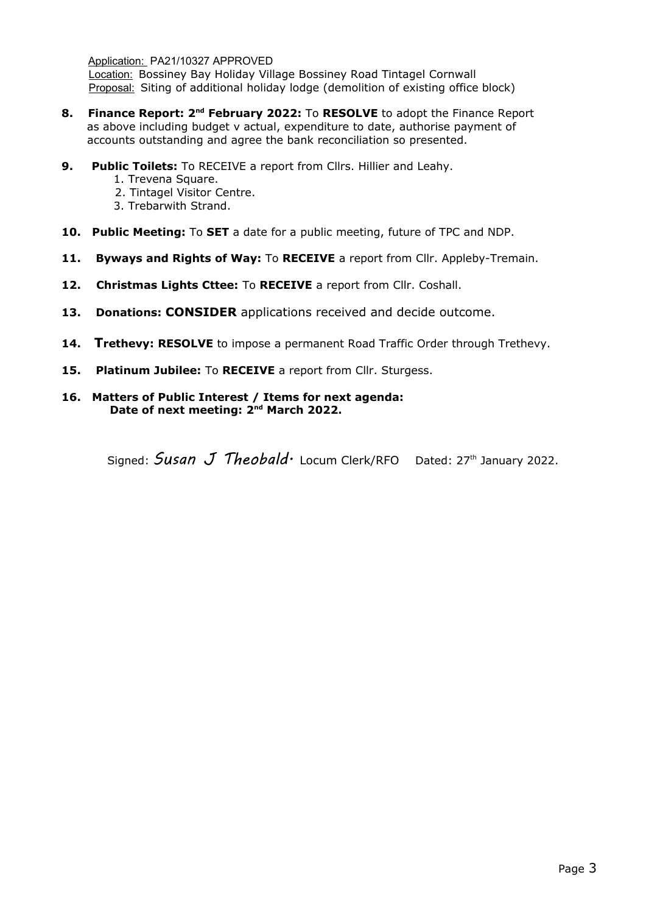Application: PA21/10327 APPROVED
Location: Bossiney Bay Holiday Village Bossiney Road Tintagel Cornwall
Proposal: Siting of additional holiday lodge (demolition of existing office block)

8. **Finance Report: 2nd February 2022:** To **RESOLVE** to adopt the Finance Report as above including budget v actual, expenditure to date, authorise payment of accounts outstanding and agree the bank reconciliation so presented.

9. **Public Toilets:** To RECEIVE a report from Cllrs. Hillier and Leahy.
   1. Trevena Square.
   2. Tintagel Visitor Centre.
   3. Trebarwith Strand.

10. **Public Meeting:** To **SET** a date for a public meeting, future of TPC and NDP.

11. **Byways and Rights of Way:** To **RECEIVE** a report from Cllr. Appleby-Tremain.

12. **Christmas Lights Cttee:** To **RECEIVE** a report from Cllr. Coshall.

13. **Donations: CONSIDER** applications received and decide outcome.

14. **Trethevy: RESOLVE** to impose a permanent Road Traffic Order through Trethevy.

15. **Platinum Jubilee:** To **RECEIVE** a report from Cllr. Sturgess.

16. **Matters of Public Interest / Items for next agenda:**
    **Date of next meeting: 2nd March 2022.**

Signed: *Susan J Theobald.* Locum Clerk/RFO Dated: 27th January 2022.